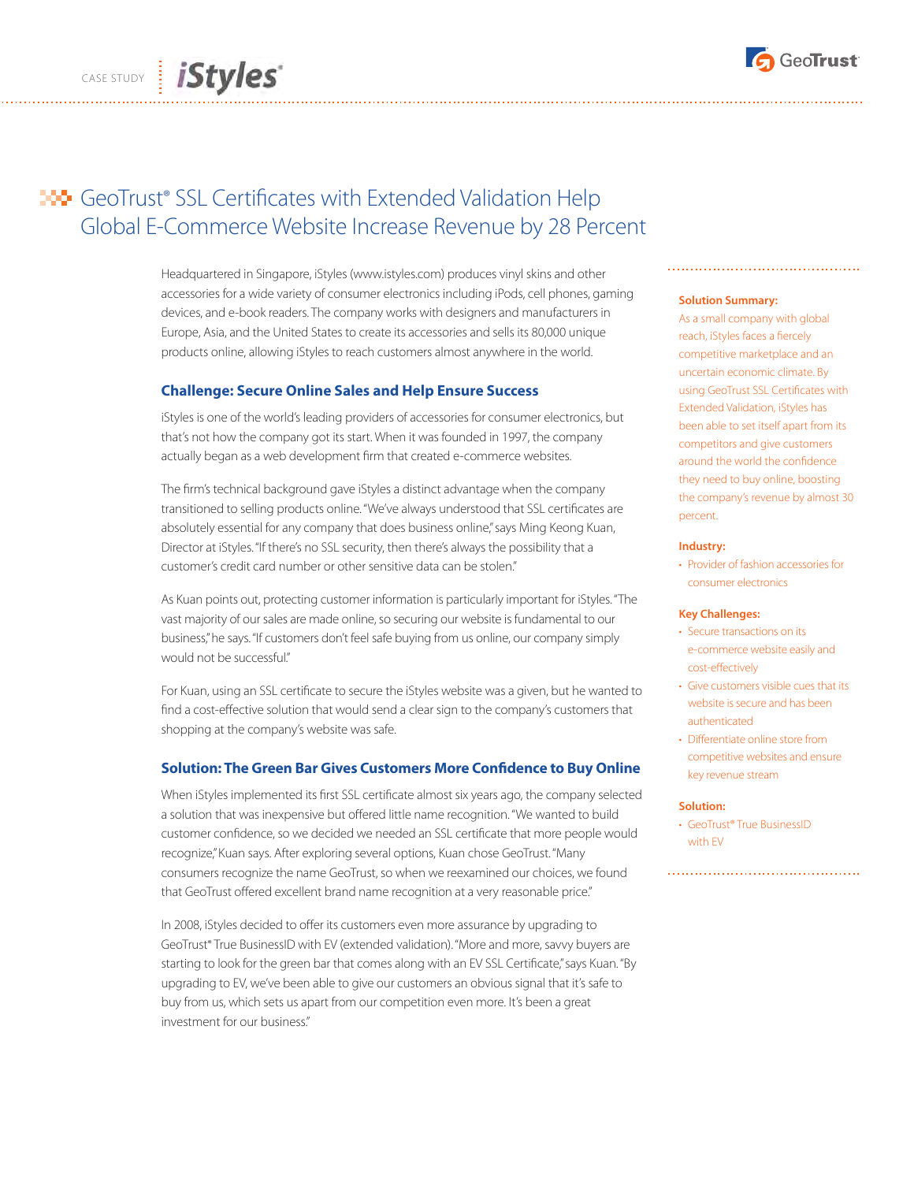CASE STUDY | iStyles

GeoTrust

# GeoTrust® SSL Certificates with Extended Validation Help Global E-Commerce Website Increase Revenue by 28 Percent

Headquartered in Singapore, iStyles (www.istyles.com) produces vinyl skins and other accessories for a wide variety of consumer electronics including iPods, cell phones, gaming devices, and e-book readers. The company works with designers and manufacturers in Europe, Asia, and the United States to create its accessories and sells its 80,000 unique products online, allowing iStyles to reach customers almost anywhere in the world.

## Challenge: Secure Online Sales and Help Ensure Success

iStyles is one of the world's leading providers of accessories for consumer electronics, but that's not how the company got its start. When it was founded in 1997, the company actually began as a web development firm that created e-commerce websites.

The firm's technical background gave iStyles a distinct advantage when the company transitioned to selling products online. "We've always understood that SSL certificates are absolutely essential for any company that does business online," says Ming Keong Kuan, Director at iStyles. "If there's no SSL security, then there's always the possibility that a customer's credit card number or other sensitive data can be stolen."

As Kuan points out, protecting customer information is particularly important for iStyles. "The vast majority of our sales are made online, so securing our website is fundamental to our business," he says. "If customers don't feel safe buying from us online, our company simply would not be successful."

For Kuan, using an SSL certificate to secure the iStyles website was a given, but he wanted to find a cost-effective solution that would send a clear sign to the company's customers that shopping at the company's website was safe.

## Solution: The Green Bar Gives Customers More Confidence to Buy Online

When iStyles implemented its first SSL certificate almost six years ago, the company selected a solution that was inexpensive but offered little name recognition. "We wanted to build customer confidence, so we decided we needed an SSL certificate that more people would recognize," Kuan says. After exploring several options, Kuan chose GeoTrust. "Many consumers recognize the name GeoTrust, so when we reexamined our choices, we found that GeoTrust offered excellent brand name recognition at a very reasonable price."

In 2008, iStyles decided to offer its customers even more assurance by upgrading to GeoTrust® True BusinessID with EV (extended validation). "More and more, savvy buyers are starting to look for the green bar that comes along with an EV SSL Certificate," says Kuan. "By upgrading to EV, we've been able to give our customers an obvious signal that it's safe to buy from us, which sets us apart from our competition even more. It's been a great investment for our business."

**Solution Summary:**

As a small company with global reach, iStyles faces a fiercely competitive marketplace and an uncertain economic climate. By using GeoTrust SSL Certificates with Extended Validation, iStyles has been able to set itself apart from its competitors and give customers around the world the confidence they need to buy online, boosting the company's revenue by almost 30 percent.

**Industry:**

- Provider of fashion accessories for consumer electronics

**Key Challenges:**

- Secure transactions on its e-commerce website easily and cost-effectively
- Give customers visible cues that its website is secure and has been authenticated
- Differentiate online store from competitive websites and ensure key revenue stream

**Solution:**

- GeoTrust® True BusinessID with EV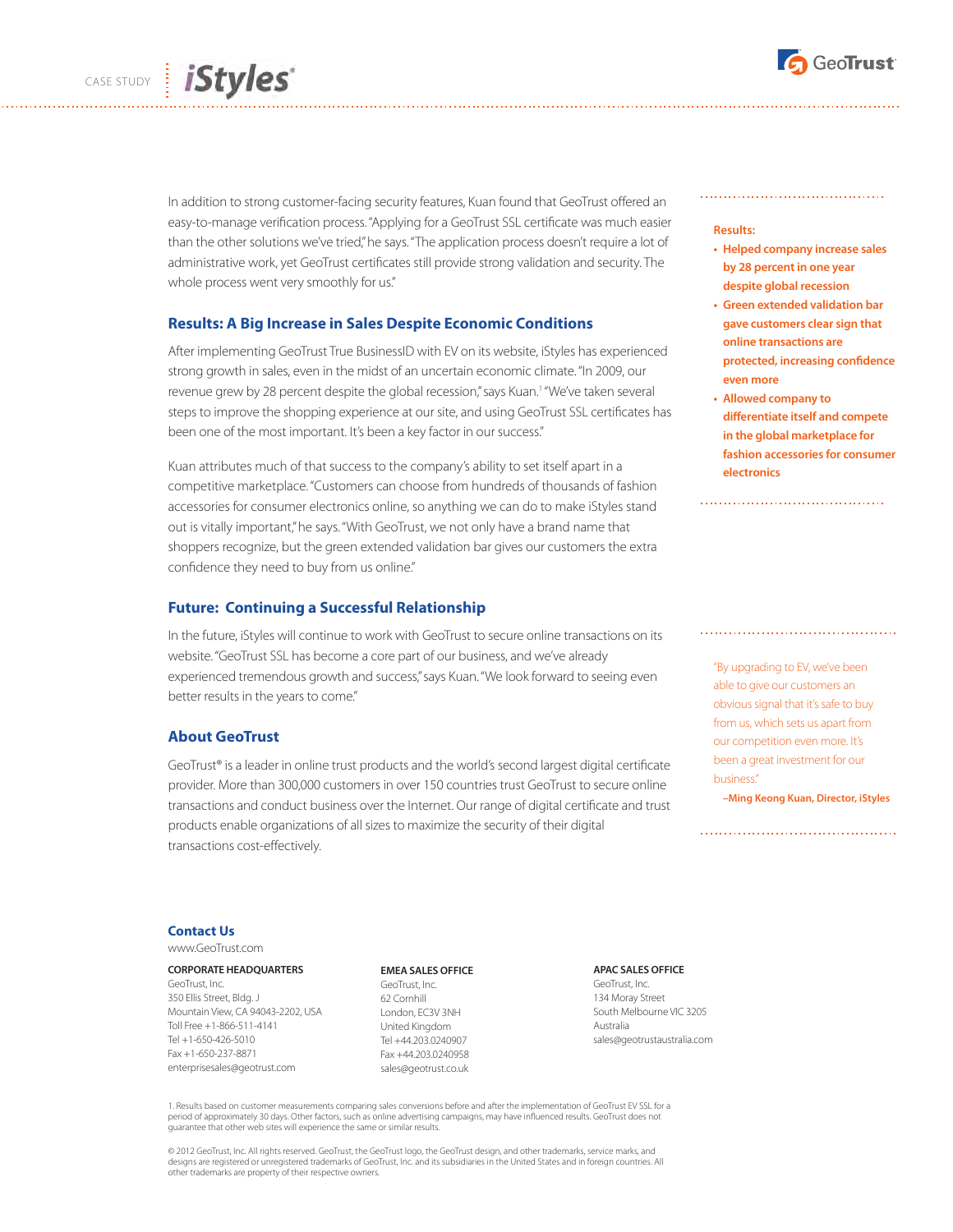In addition to strong customer-facing security features, Kuan found that GeoTrust offered an easy-to-manage verification process. "Applying for a GeoTrust SSL certificate was much easier than the other solutions we've tried," he says. "The application process doesn't require a lot of administrative work, yet GeoTrust certificates still provide strong validation and security. The whole process went very smoothly for us."

## Results: A Big Increase in Sales Despite Economic Conditions

After implementing GeoTrust True BusinessID with EV on its website, iStyles has experienced strong growth in sales, even in the midst of an uncertain economic climate. "In 2009, our revenue grew by 28 percent despite the global recession," says Kuan.[1] "We've taken several steps to improve the shopping experience at our site, and using GeoTrust SSL certificates has been one of the most important. It's been a key factor in our success."

Kuan attributes much of that success to the company's ability to set itself apart in a competitive marketplace. "Customers can choose from hundreds of thousands of fashion accessories for consumer electronics online, so anything we can do to make iStyles stand out is vitally important," he says. "With GeoTrust, we not only have a brand name that shoppers recognize, but the green extended validation bar gives our customers the extra confidence they need to buy from us online."

## Future: Continuing a Successful Relationship

In the future, iStyles will continue to work with GeoTrust to secure online transactions on its website. "GeoTrust SSL has become a core part of our business, and we've already experienced tremendous growth and success," says Kuan. "We look forward to seeing even better results in the years to come."

## About GeoTrust

GeoTrust® is a leader in online trust products and the world's second largest digital certificate provider. More than 300,000 customers in over 150 countries trust GeoTrust to secure online transactions and conduct business over the Internet. Our range of digital certificate and trust products enable organizations of all sizes to maximize the security of their digital transactions cost-effectively.

**Results:**

- **Helped company increase sales by 28 percent in one year despite global recession**
- **Green extended validation bar gave customers clear sign that online transactions are protected, increasing confidence even more**
- **Allowed company to differentiate itself and compete in the global marketplace for fashion accessories for consumer electronics**

"By upgrading to EV, we've been able to give our customers an obvious signal that it's safe to buy from us, which sets us apart from our competition even more. It's been a great investment for our business."

**–Ming Keong Kuan, Director, iStyles**

## Contact Us

www.GeoTrust.com

**CORPORATE HEADQUARTERS**
GeoTrust, Inc.
350 Ellis Street, Bldg. J
Mountain View, CA 94043-2202, USA
Toll Free +1-866-511-4141
Tel +1-650-426-5010
Fax +1-650-237-8871
enterprisesales@geotrust.com

**EMEA SALES OFFICE**
GeoTrust, Inc.
62 Cornhill
London, EC3V 3NH
United Kingdom
Tel +44.203.0240907
Fax +44.203.0240958
sales@geotrust.co.uk

**APAC SALES OFFICE**
GeoTrust, Inc.
134 Moray Street
South Melbourne VIC 3205
Australia
sales@geotrustaustralia.com

1. Results based on customer measurements comparing sales conversions before and after the implementation of GeoTrust EV SSL for a period of approximately 30 days. Other factors, such as online advertising campaigns, may have influenced results. GeoTrust does not guarantee that other web sites will experience the same or similar results.

© 2012 GeoTrust, Inc. All rights reserved. GeoTrust, the GeoTrust logo, the GeoTrust design, and other trademarks, service marks, and designs are registered or unregistered trademarks of GeoTrust, Inc. and its subsidiaries in the United States and in foreign countries. All other trademarks are property of their respective owners.